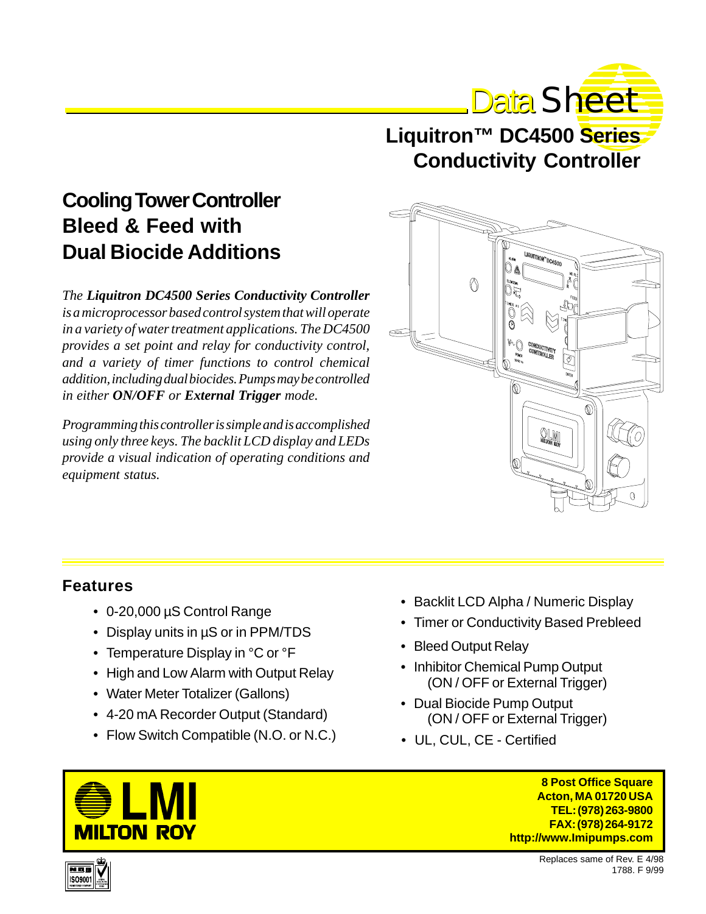# Data Sheet

## Liquitron™ DC4500 Series Conductivity Controller

## Cooling Tower Controller Bleed & Feed with Dual Biocide Additions

*The **Liquitron DC4500 Series Conductivity Controller** is a microprocessor based control system that will operate in a variety of water treatment applications. The DC4500 provides a set point and relay for conductivity control, and a variety of timer functions to control chemical addition, including dual biocides. Pumps may be controlled in either **ON/OFF** or **External Trigger** mode.*

*Programming this controller is simple and is accomplished using only three keys. The backlit LCD display and LEDs provide a visual indication of operating conditions and equipment status.*

### Features

- 0-20,000 µS Control Range
- Display units in µS or in PPM/TDS
- Temperature Display in °C or °F
- High and Low Alarm with Output Relay
- Water Meter Totalizer (Gallons)
- 4-20 mA Recorder Output (Standard)
- Flow Switch Compatible (N.O. or N.C.)
- Backlit LCD Alpha / Numeric Display
- Timer or Conductivity Based Prebleed
- Bleed Output Relay
- Inhibitor Chemical Pump Output (ON / OFF or External Trigger)
- Dual Biocide Pump Output (ON / OFF or External Trigger)
- UL, CUL, CE - Certified

**LMI MILTON ROY**

**8 Post Office Square**
**Acton, MA 01720 USA**
**TEL: (978) 263-9800**
**FAX: (978) 264-9172**
**http://www.lmipumps.com**

ISO9001

Replaces same of Rev. E 4/98
1788. F 9/99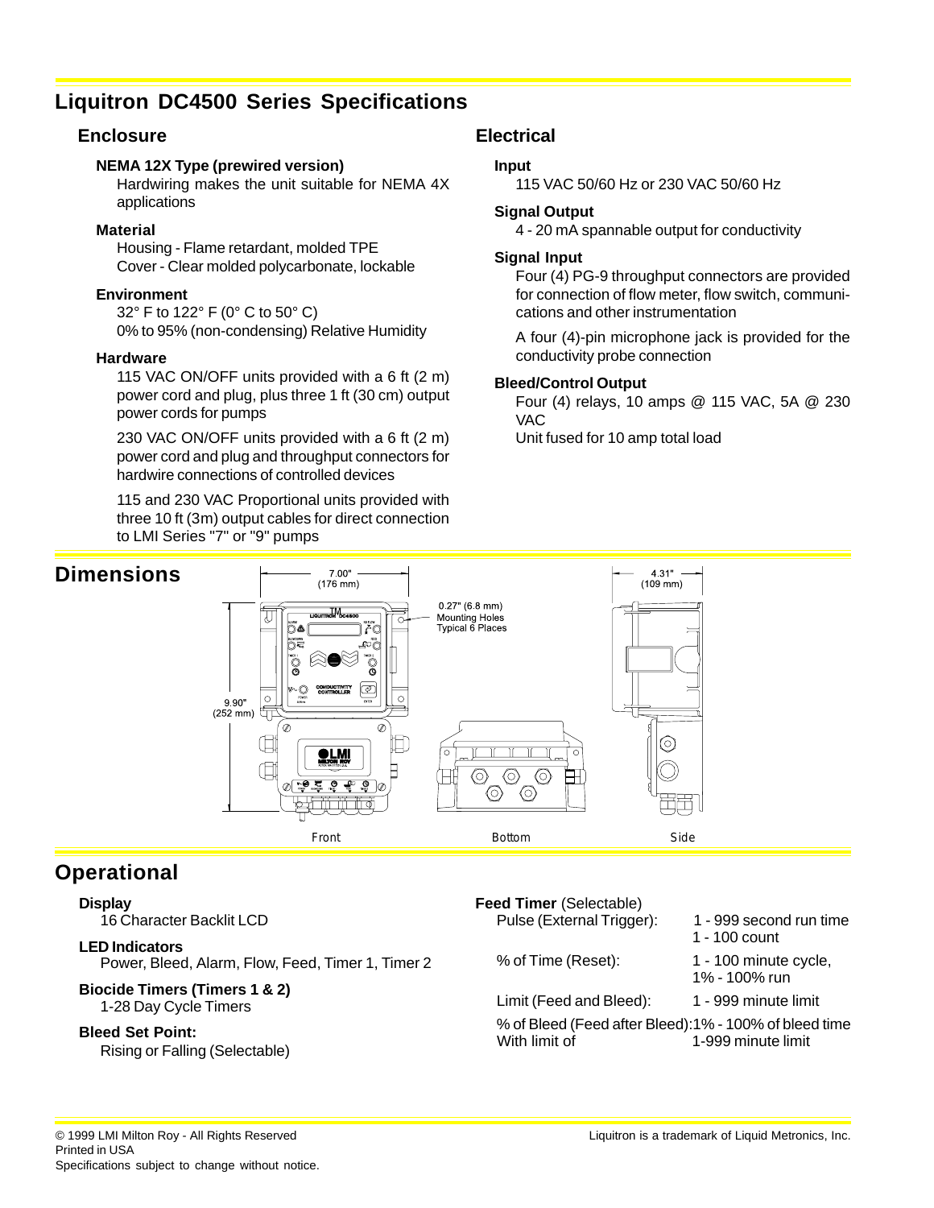# Liquitron DC4500 Series Specifications

## Enclosure

**NEMA 12X Type (prewired version)**

Hardwiring makes the unit suitable for NEMA 4X applications

**Material**

Housing - Flame retardant, molded TPE
Cover - Clear molded polycarbonate, lockable

**Environment**

32° F to 122° F (0° C to 50° C)
0% to 95% (non-condensing) Relative Humidity

**Hardware**

115 VAC ON/OFF units provided with a 6 ft (2 m) power cord and plug, plus three 1 ft (30 cm) output power cords for pumps

230 VAC ON/OFF units provided with a 6 ft (2 m) power cord and plug and throughput connectors for hardwire connections of controlled devices

115 and 230 VAC Proportional units provided with three 10 ft (3m) output cables for direct connection to LMI Series "7" or "9" pumps

## Electrical

**Input**

115 VAC 50/60 Hz or 230 VAC 50/60 Hz

**Signal Output**

4 - 20 mA spannable output for conductivity

**Signal Input**

Four (4) PG-9 throughput connectors are provided for connection of flow meter, flow switch, communications and other instrumentation

A four (4)-pin microphone jack is provided for the conductivity probe connection

**Bleed/Control Output**

Four (4) relays, 10 amps @ 115 VAC, 5A @ 230 VAC
Unit fused for 10 amp total load

# Dimensions

7.00" (176 mm)

4.31" (109 mm)

0.27" (6.8 mm) Mounting Holes Typical 6 Places

9.90" (252 mm)

Front

Bottom

Side

# Operational

**Display**

16 Character Backlit LCD

**LED Indicators**

Power, Bleed, Alarm, Flow, Feed, Timer 1, Timer 2

**Biocide Timers (Timers 1 & 2)**

1-28 Day Cycle Timers

**Bleed Set Point:**

Rising or Falling (Selectable)

**Feed Timer** (Selectable)

| | |
|---|---|
| Pulse (External Trigger): | 1 - 999 second run time<br>1 - 100 count |
| % of Time (Reset): | 1 - 100 minute cycle,<br>1% - 100% run |
| Limit (Feed and Bleed): | 1 - 999 minute limit |
| % of Bleed (Feed after Bleed):<br>With limit of | 1% - 100% of bleed time<br>1-999 minute limit |

© 1999 LMI Milton Roy - All Rights Reserved
Printed in USA
Specifications subject to change without notice.

Liquitron is a trademark of Liquid Metronics, Inc.